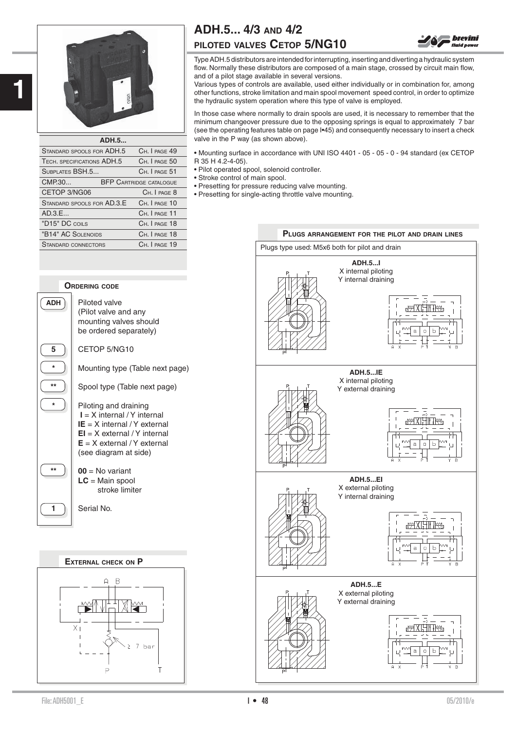# ADH.5... 4/3 and 4/2 piloted valves CETOP 5/NG10

| ADH.5... | |
|---|---|
| Standard spools for ADH.5 | Ch. I page 49 |
| Tech. specifications ADH.5 | Ch. I page 50 |
| Subplates BSH.5... | Ch. I page 51 |
| CMP.30... | BFP Cartridge catalogue |
| CETOP 3/NG06 | Ch. I page 8 |
| Standard spools for AD.3.E | Ch. I page 10 |
| AD.3.E... | Ch. I page 11 |
| "D15" DC coils | Ch. I page 18 |
| "B14" AC Solenoids | Ch. I page 18 |
| Standard connectors | Ch. I page 19 |

Type ADH.5 distributors are intended for interrupting, inserting and diverting a hydraulic system flow. Normally these distributors are composed of a main stage, crossed by circuit main flow, and of a pilot stage available in several versions.

Various types of controls are available, used either individually or in combination for, among other functions, stroke limitation and main spool movement speed control, in order to optimize the hydraulic system operation where this type of valve is employed.

In those case where normally to drain spools are used, it is necessary to remember that the minimum changeover pressure due to the opposing springs is equal to approximately 7 bar (see the operating features table on page I•45) and consequently necessary to insert a check valve in the P way (as shown above).

- Mounting surface in accordance with UNI ISO 4401 - 05 - 05 - 0 - 94 standard (ex CETOP R 35 H 4.2-4-05).
- Pilot operated spool, solenoid controller.
- Stroke control of main spool.
- Presetting for pressure reducing valve mounting.
- Presetting for single-acting throttle valve mounting.

## Ordering code

| Code | Description |
|---|---|
| ADH | Piloted valve (Pilot valve and any mounting valves should be ordered separately) |
| 5 | CETOP 5/NG10 |
| * | Mounting type (Table next page) |
| ** | Spool type (Table next page) |
| * | Piloting and draining<br>**I** = X internal / Y internal<br>**IE** = X internal / Y external<br>**EI** = X external / Y internal<br>**E** = X external / Y external<br>(see diagram at side) |
| ** | **00** = No variant<br>**LC** = Main spool stroke limiter |
| 1 | Serial No. |

## External check on P

A B X P T ≥ 7 bar

## Plugs arrangement for the pilot and drain lines

Plugs type used: M5x6 both for pilot and drain

**ADH.5...I**
X internal piloting
Y internal draining

**ADH.5...IE**
X internal piloting
Y external draining

**ADH.5...EI**
X external piloting
Y internal draining

**ADH.5...E**
X external piloting
Y external draining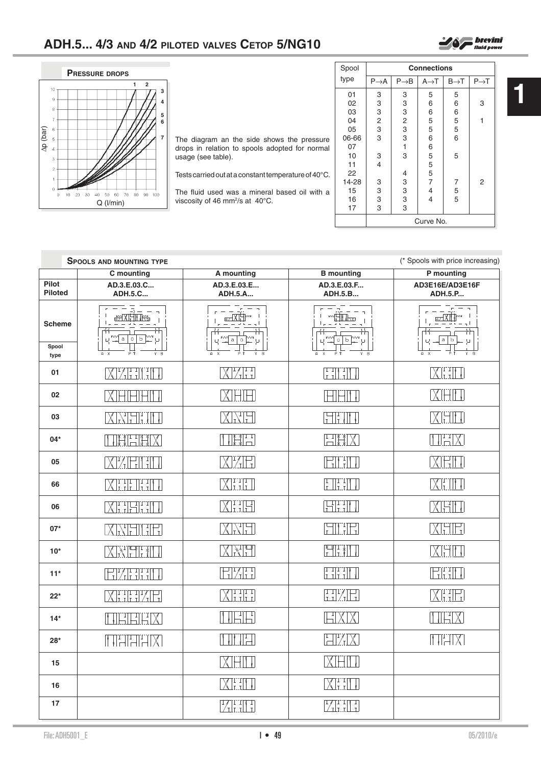# ADH.5... 4/3 AND 4/2 PILOTED VALVES CETOP 5/NG10

## PRESSURE DROPS

The diagram an the side shows the pressure drops in relation to spools adopted for normal usage (see table).

Tests carried out at a constant temperature of 40°C.

The fluid used was a mineral based oil with a viscosity of 46 mm²/s at 40°C.

| Spool type | P→A | P→B | A→T | B→T | P→T |
|---|---|---|---|---|---|
| 01 | 3 | 3 | 5 | 5 | |
| 02 | 3 | 3 | 6 | 6 | 3 |
| 03 | 3 | 3 | 6 | 6 | |
| 04 | 2 | 2 | 5 | 5 | 1 |
| 05 | 3 | 3 | 5 | 5 | |
| 06-66 | 3 | 3 | 6 | 6 | |
| 07 | | 1 | 6 | | |
| 10 | 3 | 3 | 5 | 5 | |
| 11 | 4 | | 5 | | |
| 22 | | 4 | 5 | | |
| 14-28 | 3 | 3 | 7 | 7 | 2 |
| 15 | 3 | 3 | 4 | 5 | |
| 16 | 3 | 3 | 4 | 5 | |
| 17 | 3 | 3 | | | |
| | Curve No. | | | | |

## SPOOLS AND MOUNTING TYPE

(* Spools with price increasing)

| | C mounting | A mounting | B mounting | P mounting |
|---|---|---|---|---|
| Pilot / Piloted | AD.3.E.03.C... ADH.5.C... | AD.3.E.03.E... ADH.5.A... | AD.3.E.03.F... ADH.5.B... | AD3E16E/AD3E16F ADH.5.P... |
| Scheme / Spool type | | | | |
| 01 | | | | |
| 02 | | | | |
| 03 | | | | |
| 04* | | | | |
| 05 | | | | |
| 66 | | | | |
| 06 | | | | |
| 07* | | | | |
| 10* | | | | |
| 11* | | | | |
| 22* | | | | |
| 14* | | | | |
| 28* | | | | |
| 15 | | | | |
| 16 | | | | |
| 17 | | | | |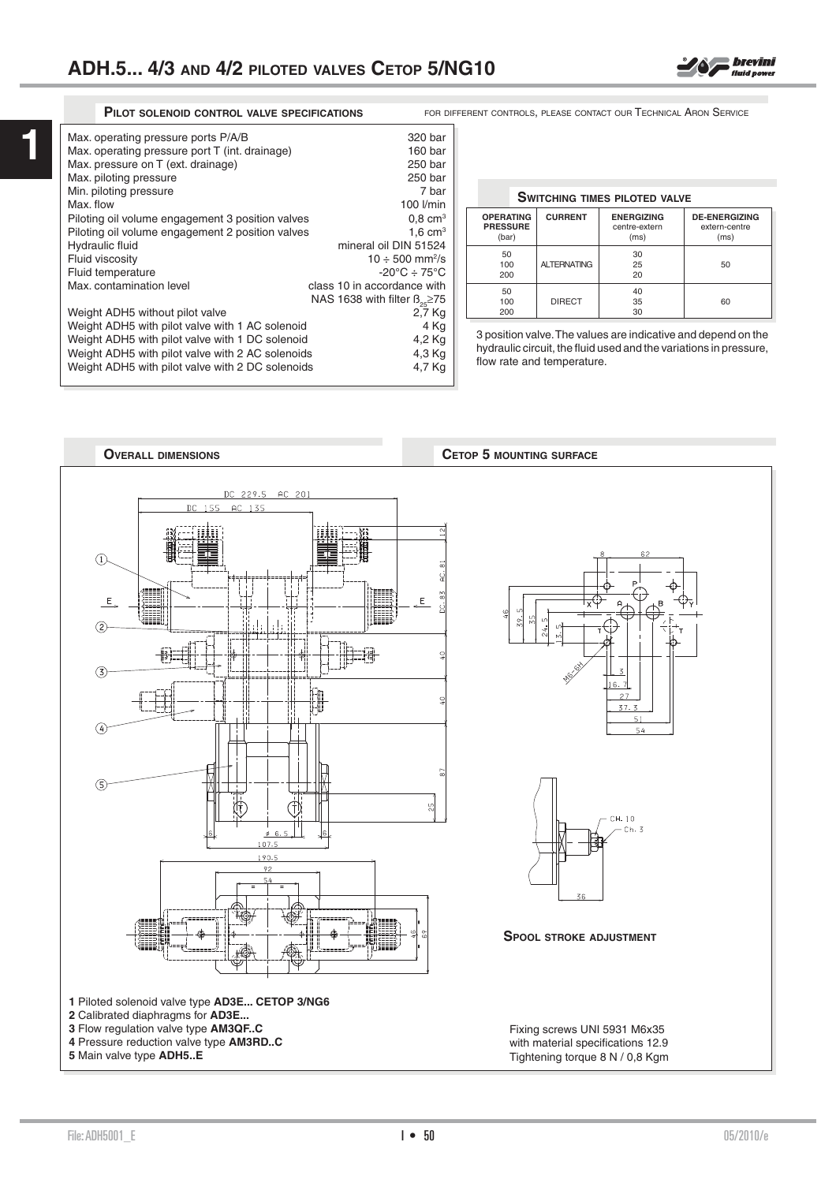# ADH.5... 4/3 and 4/2 piloted valves Cetop 5/NG10

## Pilot solenoid control valve specifications

For different controls, please contact our Technical Aron Service

| | |
|---|---|
| Max. operating pressure ports P/A/B | 320 bar |
| Max. operating pressure port T (int. drainage) | 160 bar |
| Max. pressure on T (ext. drainage) | 250 bar |
| Max. piloting pressure | 250 bar |
| Min. piloting pressure | 7 bar |
| Max. flow | 100 l/min |
| Piloting oil volume engagement 3 position valves | 0,8 $cm^3$ |
| Piloting oil volume engagement 2 position valves | 1,6 $cm^3$ |
| Hydraulic fluid | mineral oil DIN 51524 |
| Fluid viscosity | 10 ÷ 500 $mm^2/s$ |
| Fluid temperature | -20°C ÷ 75°C |
| Max. contamination level | class 10 in accordance with NAS 1638 with filter $\beta_{25}\geq75$ |
| Weight ADH5 without pilot valve | 2,7 Kg |
| Weight ADH5 with pilot valve with 1 AC solenoid | 4 Kg |
| Weight ADH5 with pilot valve with 1 DC solenoid | 4,2 Kg |
| Weight ADH5 with pilot valve with 2 AC solenoids | 4,3 Kg |
| Weight ADH5 with pilot valve with 2 DC solenoids | 4,7 Kg |

## Switching times piloted valve

| Operating pressure (bar) | Current | Energizing centre-extern (ms) | De-energizing extern-centre (ms) |
|---|---|---|---|
| 50<br>100<br>200 | Alternating | 30<br>25<br>20 | 50 |
| 50<br>100<br>200 | Direct | 40<br>35<br>30 | 60 |

3 position valve. The values are indicative and depend on the hydraulic circuit, the fluid used and the variations in pressure, flow rate and temperature.

## Overall dimensions

**1** Piloted solenoid valve type **AD3E... CETOP 3/NG6**
**2** Calibrated diaphragms for **AD3E...**
**3** Flow regulation valve type **AM3QF..C**
**4** Pressure reduction valve type **AM3RD..C**
**5** Main valve type **ADH5..E**

## Cetop 5 mounting surface

## Spool stroke adjustment

Fixing screws UNI 5931 M6x35
with material specifications 12.9
Tightening torque 8 N / 0,8 Kgm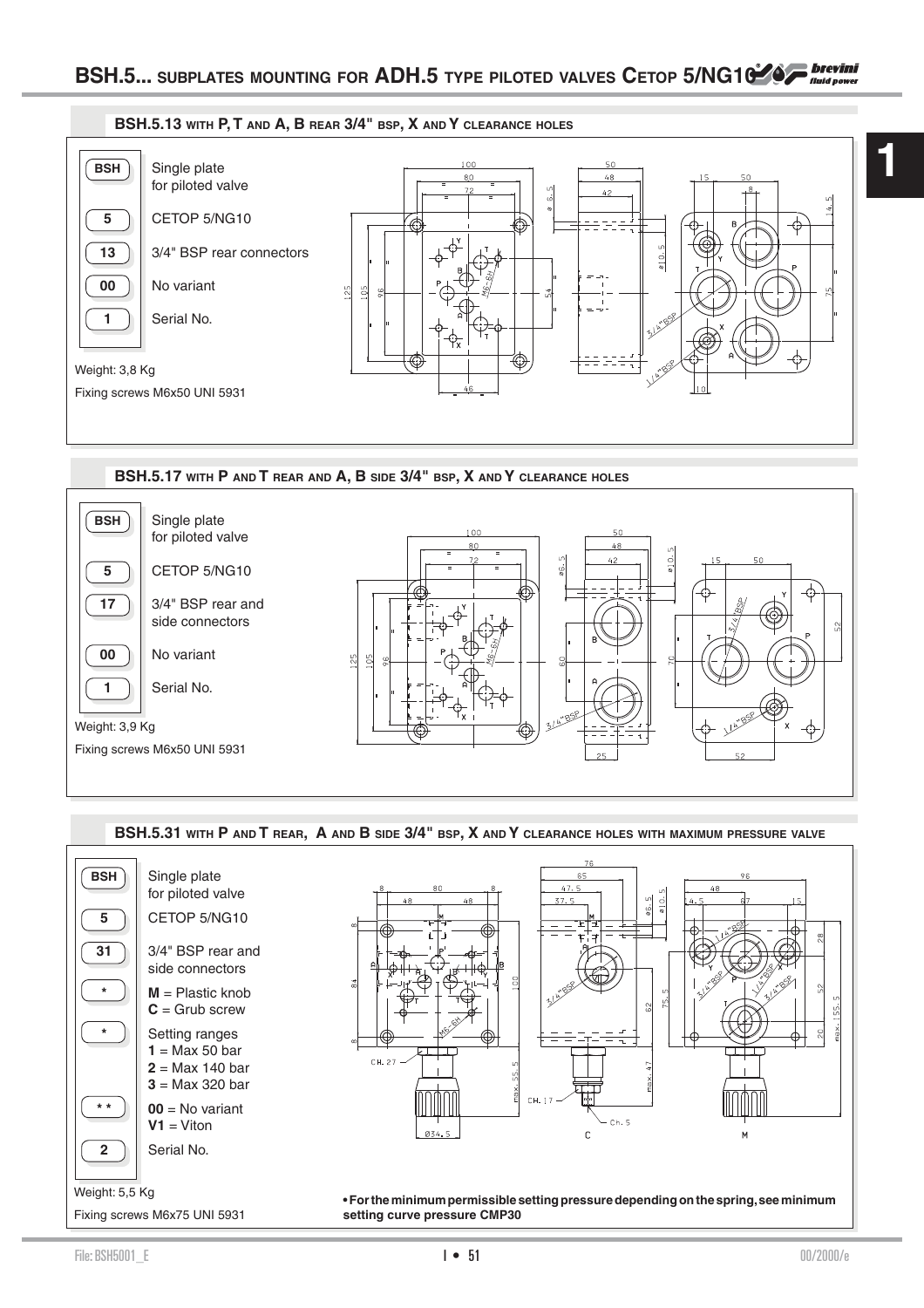# BSH.5... SUBPLATES MOUNTING FOR ADH.5 TYPE PILOTED VALVES CETOP 5/NG10

## BSH.5.13 WITH P, T AND A, B REAR 3/4" BSP, X AND Y CLEARANCE HOLES

| | |
|---|---|
| BSH | Single plate for piloted valve |
| 5 | CETOP 5/NG10 |
| 13 | 3/4" BSP rear connectors |
| 00 | No variant |
| 1 | Serial No. |

Weight: 3,8 Kg

Fixing screws M6x50 UNI 5931

100
80
72
125
96
54
46
M6-6H
50
48
42
ø 6.5
ø10.5
15
50
8
14.5
75
3/4"BSP
1/4"BSP
10

## BSH.5.17 WITH P AND T REAR AND A, B SIDE 3/4" BSP, X AND Y CLEARANCE HOLES

| | |
|---|---|
| BSH | Single plate for piloted valve |
| 5 | CETOP 5/NG10 |
| 17 | 3/4" BSP rear and side connectors |
| 00 | No variant |
| 1 | Serial No. |

Weight: 3,9 Kg

Fixing screws M6x50 UNI 5931

100
80
72
125
105
96
M6-6H
50
48
42
ø6.5
ø10.5
60
70
25
3/4"BSP
15
50
52
3/4"BSP
1/4"BSP
52

## BSH.5.31 WITH P AND T REAR, A AND B SIDE 3/4" BSP, X AND Y CLEARANCE HOLES WITH MAXIMUM PRESSURE VALVE

| | |
|---|---|
| BSH | Single plate for piloted valve |
| 5 | CETOP 5/NG10 |
| 31 | 3/4" BSP rear and side connectors |
| * | **M** = Plastic knob<br>**C** = Grub screw |
| * | Setting ranges<br>**1** = Max 50 bar<br>**2** = Max 140 bar<br>**3** = Max 320 bar |
| ** | **00** = No variant<br>**V1** = Viton |
| 2 | Serial No. |

Weight: 5,5 Kg

Fixing screws M6x75 UNI 5931

8
80
8
48
48
8
84
8
100
M6-6H
CH. 27
max.55.5
Ø34.5
76
65
47.5
37.5
ø6.5
ø10.5
3/4"BSP
62
75.5
max.47
CH. 17
Ch.5
C
96
48
4.5
67
15
28
52
20
max.155.5
1/4"BSP
3/4"BSP
1/4"BSP
3/4"BSP
M

• **For the minimum permissible setting pressure depending on the spring, see minimum setting curve pressure CMP30**